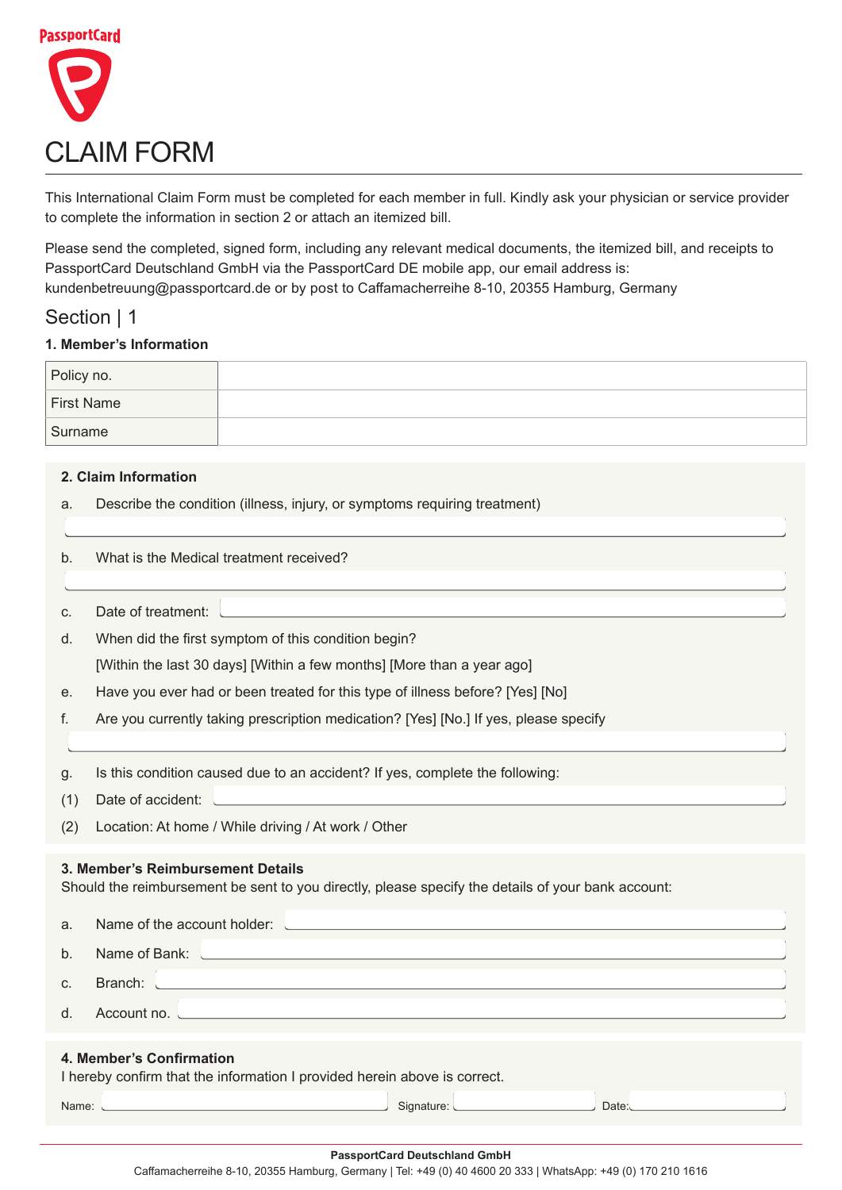PassportCard

# CLAIM FORM

This International Claim Form must be completed for each member in full. Kindly ask your physician or service provider to complete the information in section 2 or attach an itemized bill.

Please send the completed, signed form, including any relevant medical documents, the itemized bill, and receipts to PassportCard Deutschland GmbH via the PassportCard DE mobile app, our email address is: kundenbetreuung@passportcard.de or by post to Caffamacherreihe 8-10, 20355 Hamburg, Germany

## Section | 1

### 1. Member's Information

| Policy no. | |
|---|---|
| First Name | |
| Surname | |

### 2. Claim Information

a. Describe the condition (illness, injury, or symptoms requiring treatment)

b. What is the Medical treatment received?

c. Date of treatment:

d. When did the first symptom of this condition begin?

[Within the last 30 days] [Within a few months] [More than a year ago]

e. Have you ever had or been treated for this type of illness before? [Yes] [No]

f. Are you currently taking prescription medication? [Yes] [No.] If yes, please specify

g. Is this condition caused due to an accident? If yes, complete the following:

(1) Date of accident:

(2) Location: At home / While driving / At work / Other

### 3. Member's Reimbursement Details

Should the reimbursement be sent to you directly, please specify the details of your bank account:

a. Name of the account holder:

b. Name of Bank:

c. Branch:

d. Account no.

### 4. Member's Confirmation

I hereby confirm that the information I provided herein above is correct.

Name: Signature: Date:

**PassportCard Deutschland GmbH**

Caffamacherreihe 8-10, 20355 Hamburg, Germany | Tel: +49 (0) 40 4600 20 333 | WhatsApp: +49 (0) 170 210 1616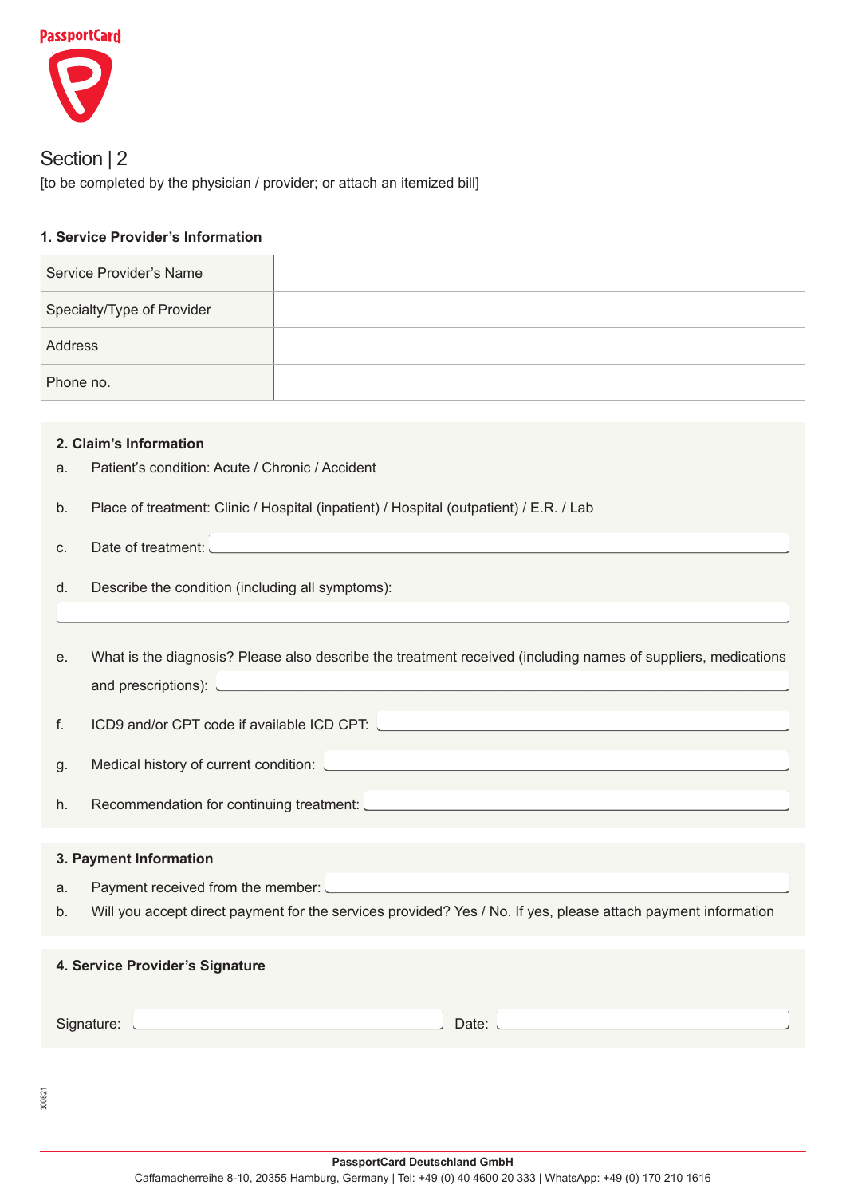PassportCard

# Section | 2

[to be completed by the physician / provider; or attach an itemized bill]

## 1. Service Provider's Information

| | |
|---|---|
| Service Provider's Name | |
| Specialty/Type of Provider | |
| Address | |
| Phone no. | |

## 2. Claim's Information

a. Patient's condition: Acute / Chronic / Accident

b. Place of treatment: Clinic / Hospital (inpatient) / Hospital (outpatient) / E.R. / Lab

c. Date of treatment:

d. Describe the condition (including all symptoms):

e. What is the diagnosis? Please also describe the treatment received (including names of suppliers, medications and prescriptions):

f. ICD9 and/or CPT code if available ICD CPT:

g. Medical history of current condition:

h. Recommendation for continuing treatment:

## 3. Payment Information

a. Payment received from the member:

b. Will you accept direct payment for the services provided? Yes / No. If yes, please attach payment information

## 4. Service Provider's Signature

Signature: Date:

300821

**PassportCard Deutschland GmbH**
Caffamacherreihe 8-10, 20355 Hamburg, Germany | Tel: +49 (0) 40 4600 20 333 | WhatsApp: +49 (0) 170 210 1616